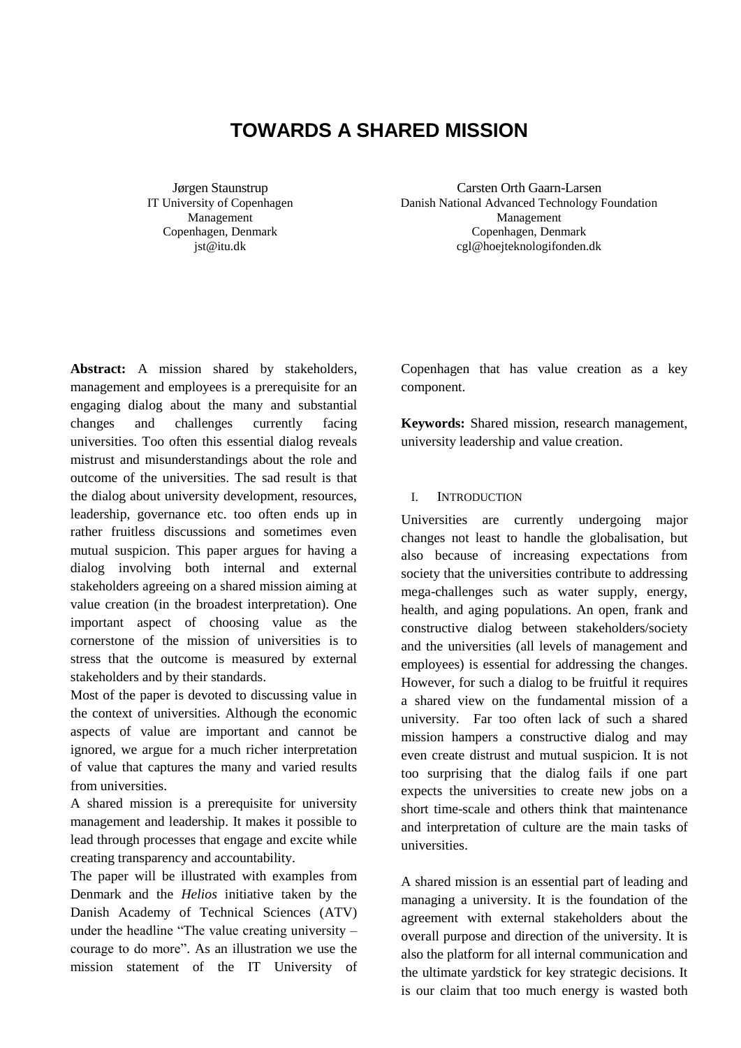# TOWARDS A SHARED MISSION

Jørgen Staunstrup
IT University of Copenhagen
Management
Copenhagen, Denmark
jst@itu.dk

Carsten Orth Gaarn-Larsen
Danish National Advanced Technology Foundation
Management
Copenhagen, Denmark
cgl@hoejteknologifonden.dk

**Abstract:** A mission shared by stakeholders, management and employees is a prerequisite for an engaging dialog about the many and substantial changes and challenges currently facing universities. Too often this essential dialog reveals mistrust and misunderstandings about the role and outcome of the universities. The sad result is that the dialog about university development, resources, leadership, governance etc. too often ends up in rather fruitless discussions and sometimes even mutual suspicion. This paper argues for having a dialog involving both internal and external stakeholders agreeing on a shared mission aiming at value creation (in the broadest interpretation). One important aspect of choosing value as the cornerstone of the mission of universities is to stress that the outcome is measured by external stakeholders and by their standards.

Most of the paper is devoted to discussing value in the context of universities. Although the economic aspects of value are important and cannot be ignored, we argue for a much richer interpretation of value that captures the many and varied results from universities.

A shared mission is a prerequisite for university management and leadership. It makes it possible to lead through processes that engage and excite while creating transparency and accountability.

The paper will be illustrated with examples from Denmark and the *Helios* initiative taken by the Danish Academy of Technical Sciences (ATV) under the headline "The value creating university – courage to do more". As an illustration we use the mission statement of the IT University of Copenhagen that has value creation as a key component.

**Keywords:** Shared mission, research management, university leadership and value creation.

## I. Introduction

Universities are currently undergoing major changes not least to handle the globalisation, but also because of increasing expectations from society that the universities contribute to addressing mega-challenges such as water supply, energy, health, and aging populations. An open, frank and constructive dialog between stakeholders/society and the universities (all levels of management and employees) is essential for addressing the changes. However, for such a dialog to be fruitful it requires a shared view on the fundamental mission of a university. Far too often lack of such a shared mission hampers a constructive dialog and may even create distrust and mutual suspicion. It is not too surprising that the dialog fails if one part expects the universities to create new jobs on a short time-scale and others think that maintenance and interpretation of culture are the main tasks of universities.

A shared mission is an essential part of leading and managing a university. It is the foundation of the agreement with external stakeholders about the overall purpose and direction of the university. It is also the platform for all internal communication and the ultimate yardstick for key strategic decisions. It is our claim that too much energy is wasted both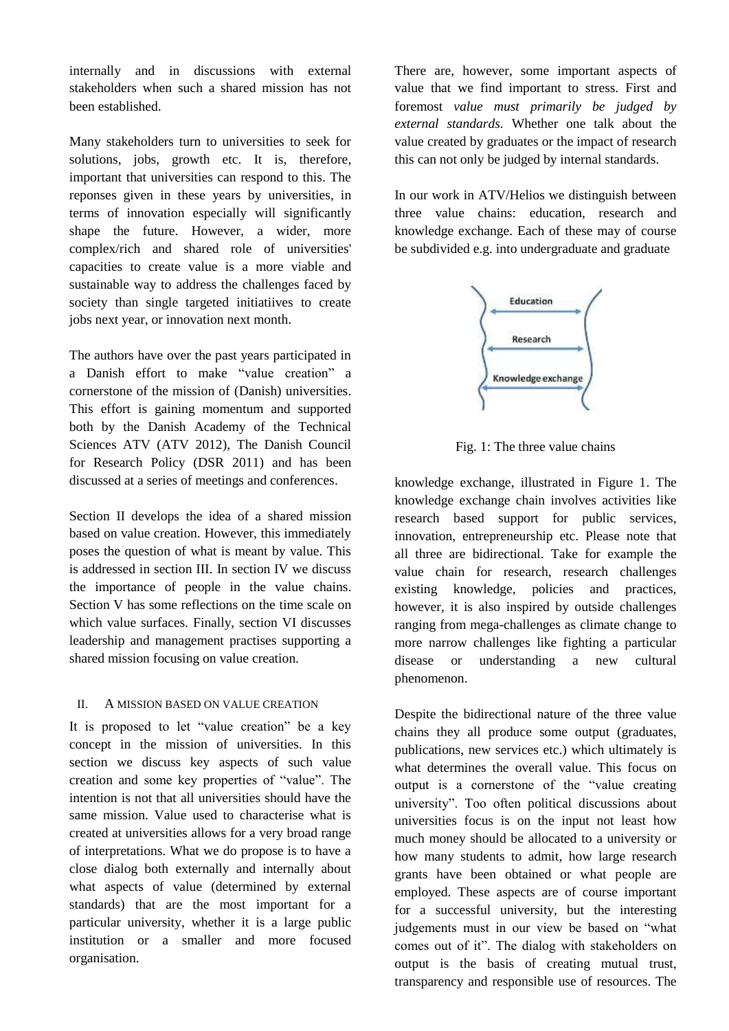internally and in discussions with external stakeholders when such a shared mission has not been established.

Many stakeholders turn to universities to seek for solutions, jobs, growth etc. It is, therefore, important that universities can respond to this. The reponses given in these years by universities, in terms of innovation especially will significantly shape the future. However, a wider, more complex/rich and shared role of universities' capacities to create value is a more viable and sustainable way to address the challenges faced by society than single targeted initiatiives to create jobs next year, or innovation next month.

The authors have over the past years participated in a Danish effort to make "value creation" a cornerstone of the mission of (Danish) universities. This effort is gaining momentum and supported both by the Danish Academy of the Technical Sciences ATV (ATV 2012), The Danish Council for Research Policy (DSR 2011) and has been discussed at a series of meetings and conferences.

Section II develops the idea of a shared mission based on value creation. However, this immediately poses the question of what is meant by value. This is addressed in section III. In section IV we discuss the importance of people in the value chains. Section V has some reflections on the time scale on which value surfaces. Finally, section VI discusses leadership and management practises supporting a shared mission focusing on value creation.

## II. A MISSION BASED ON VALUE CREATION

It is proposed to let "value creation" be a key concept in the mission of universities. In this section we discuss key aspects of such value creation and some key properties of "value". The intention is not that all universities should have the same mission. Value used to characterise what is created at universities allows for a very broad range of interpretations. What we do propose is to have a close dialog both externally and internally about what aspects of value (determined by external standards) that are the most important for a particular university, whether it is a large public institution or a smaller and more focused organisation.

There are, however, some important aspects of value that we find important to stress. First and foremost *value must primarily be judged by external standards.* Whether one talk about the value created by graduates or the impact of research this can not only be judged by internal standards.

In our work in ATV/Helios we distinguish between three value chains: education, research and knowledge exchange. Each of these may of course be subdivided e.g. into undergraduate and graduate

Education

Research

Knowledge exchange

Fig. 1: The three value chains

knowledge exchange, illustrated in Figure 1. The knowledge exchange chain involves activities like research based support for public services, innovation, entrepreneurship etc. Please note that all three are bidirectional. Take for example the value chain for research, research challenges existing knowledge, policies and practices, however, it is also inspired by outside challenges ranging from mega-challenges as climate change to more narrow challenges like fighting a particular disease or understanding a new cultural phenomenon.

Despite the bidirectional nature of the three value chains they all produce some output (graduates, publications, new services etc.) which ultimately is what determines the overall value. This focus on output is a cornerstone of the "value creating university". Too often political discussions about universities focus is on the input not least how much money should be allocated to a university or how many students to admit, how large research grants have been obtained or what people are employed. These aspects are of course important for a successful university, but the interesting judgements must in our view be based on "what comes out of it". The dialog with stakeholders on output is the basis of creating mutual trust, transparency and responsible use of resources. The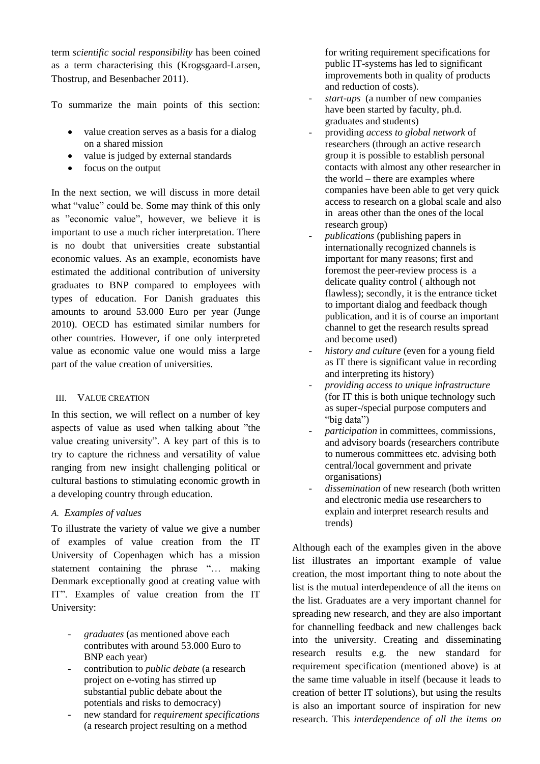term *scientific social responsibility* has been coined as a term characterising this (Krogsgaard-Larsen, Thostrup, and Besenbacher 2011).

To summarize the main points of this section:

- value creation serves as a basis for a dialog on a shared mission
- value is judged by external standards
- focus on the output

In the next section, we will discuss in more detail what "value" could be. Some may think of this only as "economic value", however, we believe it is important to use a much richer interpretation. There is no doubt that universities create substantial economic values. As an example, economists have estimated the additional contribution of university graduates to BNP compared to employees with types of education. For Danish graduates this amounts to around 53.000 Euro per year (Junge 2010). OECD has estimated similar numbers for other countries. However, if one only interpreted value as economic value one would miss a large part of the value creation of universities.

## III. VALUE CREATION

In this section, we will reflect on a number of key aspects of value as used when talking about "the value creating university". A key part of this is to try to capture the richness and versatility of value ranging from new insight challenging political or cultural bastions to stimulating economic growth in a developing country through education.

### A. Examples of values

To illustrate the variety of value we give a number of examples of value creation from the IT University of Copenhagen which has a mission statement containing the phrase "… making Denmark exceptionally good at creating value with IT". Examples of value creation from the IT University:

- *graduates* (as mentioned above each contributes with around 53.000 Euro to BNP each year)
- contribution to *public debate* (a research project on e-voting has stirred up substantial public debate about the potentials and risks to democracy)
- new standard for *requirement specifications* (a research project resulting on a method for writing requirement specifications for public IT-systems has led to significant improvements both in quality of products and reduction of costs).
- *start-ups* (a number of new companies have been started by faculty, ph.d. graduates and students)
- providing *access to global network* of researchers (through an active research group it is possible to establish personal contacts with almost any other researcher in the world – there are examples where companies have been able to get very quick access to research on a global scale and also in areas other than the ones of the local research group)
- *publications* (publishing papers in internationally recognized channels is important for many reasons; first and foremost the peer-review process is a delicate quality control ( although not flawless); secondly, it is the entrance ticket to important dialog and feedback though publication, and it is of course an important channel to get the research results spread and become used)
- *history and culture* (even for a young field as IT there is significant value in recording and interpreting its history)
- *providing access to unique infrastructure* (for IT this is both unique technology such as super-/special purpose computers and "big data")
- *participation* in committees, commissions, and advisory boards (researchers contribute to numerous committees etc. advising both central/local government and private organisations)
- *dissemination* of new research (both written and electronic media use researchers to explain and interpret research results and trends)

Although each of the examples given in the above list illustrates an important example of value creation, the most important thing to note about the list is the mutual interdependence of all the items on the list. Graduates are a very important channel for spreading new research, and they are also important for channelling feedback and new challenges back into the university. Creating and disseminating research results e.g. the new standard for requirement specification (mentioned above) is at the same time valuable in itself (because it leads to creation of better IT solutions), but using the results is also an important source of inspiration for new research. This *interdependence of all the items on*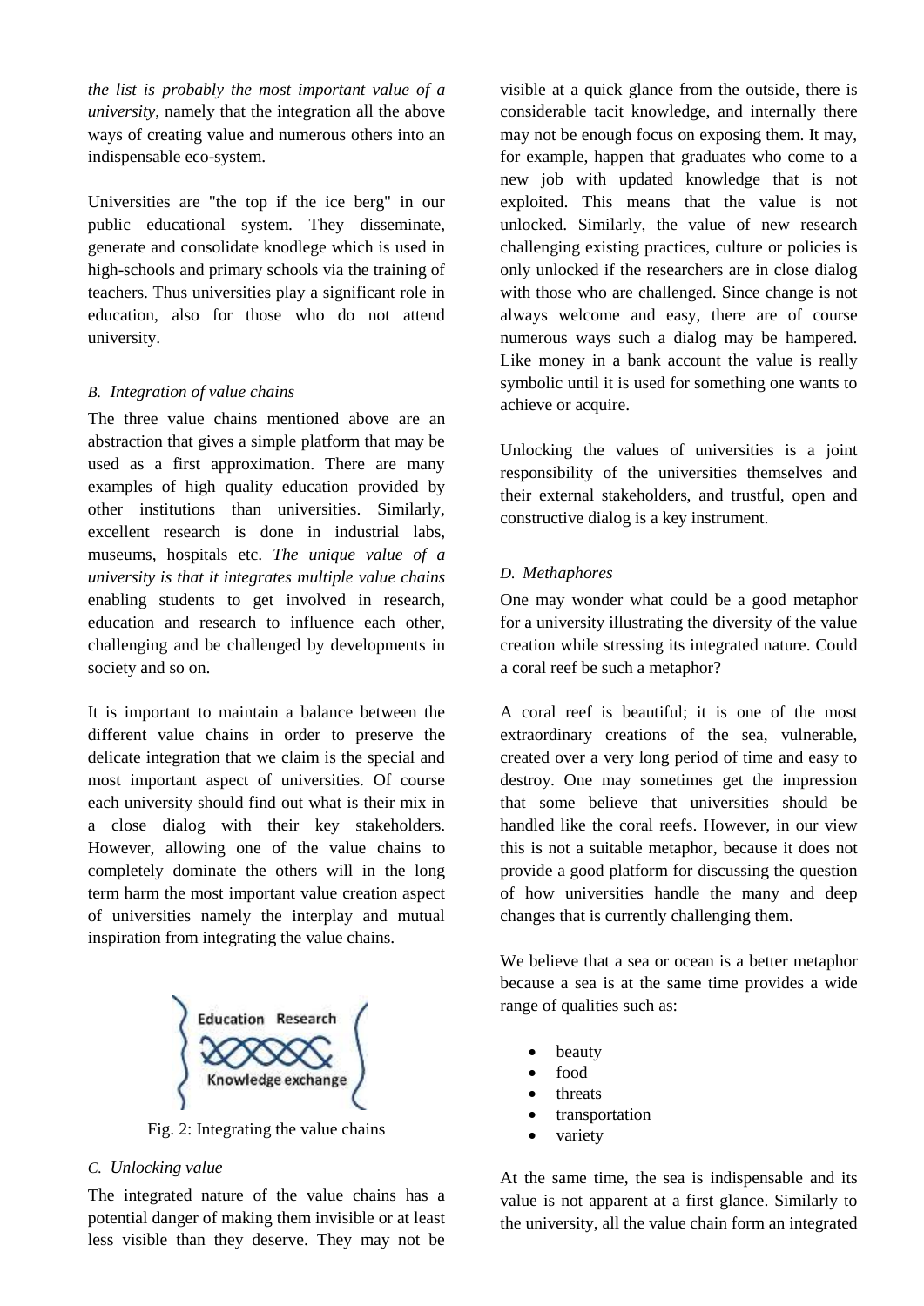*the list is probably the most important value of a university*, namely that the integration all the above ways of creating value and numerous others into an indispensable eco-system.

Universities are "the top if the ice berg" in our public educational system. They disseminate, generate and consolidate knodlege which is used in high-schools and primary schools via the training of teachers. Thus universities play a significant role in education, also for those who do not attend university.

### *B. Integration of value chains*

The three value chains mentioned above are an abstraction that gives a simple platform that may be used as a first approximation. There are many examples of high quality education provided by other institutions than universities. Similarly, excellent research is done in industrial labs, museums, hospitals etc. *The unique value of a university is that it integrates multiple value chains* enabling students to get involved in research, education and research to influence each other, challenging and be challenged by developments in society and so on.

It is important to maintain a balance between the different value chains in order to preserve the delicate integration that we claim is the special and most important aspect of universities. Of course each university should find out what is their mix in a close dialog with their key stakeholders. However, allowing one of the value chains to completely dominate the others will in the long term harm the most important value creation aspect of universities namely the interplay and mutual inspiration from integrating the value chains.

Education Research

Knowledge exchange

Fig. 2: Integrating the value chains

### *C. Unlocking value*

The integrated nature of the value chains has a potential danger of making them invisible or at least less visible than they deserve. They may not be visible at a quick glance from the outside, there is considerable tacit knowledge, and internally there may not be enough focus on exposing them. It may, for example, happen that graduates who come to a new job with updated knowledge that is not exploited. This means that the value is not unlocked. Similarly, the value of new research challenging existing practices, culture or policies is only unlocked if the researchers are in close dialog with those who are challenged. Since change is not always welcome and easy, there are of course numerous ways such a dialog may be hampered. Like money in a bank account the value is really symbolic until it is used for something one wants to achieve or acquire.

Unlocking the values of universities is a joint responsibility of the universities themselves and their external stakeholders, and trustful, open and constructive dialog is a key instrument.

### *D. Methaphores*

One may wonder what could be a good metaphor for a university illustrating the diversity of the value creation while stressing its integrated nature. Could a coral reef be such a metaphor?

A coral reef is beautiful; it is one of the most extraordinary creations of the sea, vulnerable, created over a very long period of time and easy to destroy. One may sometimes get the impression that some believe that universities should be handled like the coral reefs. However, in our view this is not a suitable metaphor, because it does not provide a good platform for discussing the question of how universities handle the many and deep changes that is currently challenging them.

We believe that a sea or ocean is a better metaphor because a sea is at the same time provides a wide range of qualities such as:

- beauty
- food
- threats
- transportation
- variety

At the same time, the sea is indispensable and its value is not apparent at a first glance. Similarly to the university, all the value chain form an integrated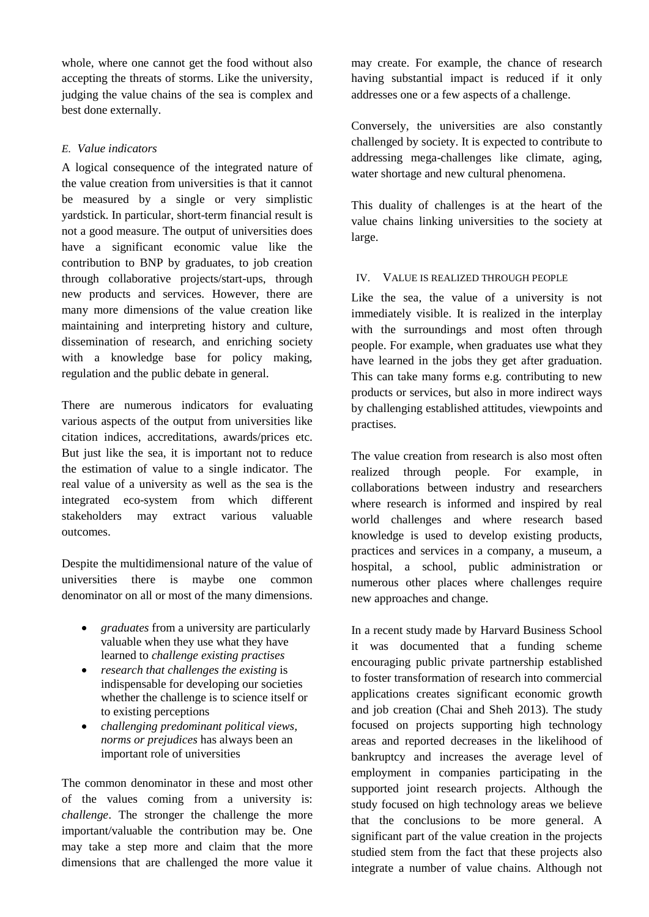whole, where one cannot get the food without also accepting the threats of storms. Like the university, judging the value chains of the sea is complex and best done externally.

### *E. Value indicators*

A logical consequence of the integrated nature of the value creation from universities is that it cannot be measured by a single or very simplistic yardstick. In particular, short-term financial result is not a good measure. The output of universities does have a significant economic value like the contribution to BNP by graduates, to job creation through collaborative projects/start-ups, through new products and services. However, there are many more dimensions of the value creation like maintaining and interpreting history and culture, dissemination of research, and enriching society with a knowledge base for policy making, regulation and the public debate in general.

There are numerous indicators for evaluating various aspects of the output from universities like citation indices, accreditations, awards/prices etc. But just like the sea, it is important not to reduce the estimation of value to a single indicator. The real value of a university as well as the sea is the integrated eco-system from which different stakeholders may extract various valuable outcomes.

Despite the multidimensional nature of the value of universities there is maybe one common denominator on all or most of the many dimensions.

- *graduates* from a university are particularly valuable when they use what they have learned to *challenge existing practises*
- *research that challenges the existing* is indispensable for developing our societies whether the challenge is to science itself or to existing perceptions
- *challenging predominant political views, norms or prejudices* has always been an important role of universities

The common denominator in these and most other of the values coming from a university is: *challenge*. The stronger the challenge the more important/valuable the contribution may be. One may take a step more and claim that the more dimensions that are challenged the more value it may create. For example, the chance of research having substantial impact is reduced if it only addresses one or a few aspects of a challenge.

Conversely, the universities are also constantly challenged by society. It is expected to contribute to addressing mega-challenges like climate, aging, water shortage and new cultural phenomena.

This duality of challenges is at the heart of the value chains linking universities to the society at large.

## IV. Value is realized through people

Like the sea, the value of a university is not immediately visible. It is realized in the interplay with the surroundings and most often through people. For example, when graduates use what they have learned in the jobs they get after graduation. This can take many forms e.g. contributing to new products or services, but also in more indirect ways by challenging established attitudes, viewpoints and practises.

The value creation from research is also most often realized through people. For example, in collaborations between industry and researchers where research is informed and inspired by real world challenges and where research based knowledge is used to develop existing products, practices and services in a company, a museum, a hospital, a school, public administration or numerous other places where challenges require new approaches and change.

In a recent study made by Harvard Business School it was documented that a funding scheme encouraging public private partnership established to foster transformation of research into commercial applications creates significant economic growth and job creation (Chai and Sheh 2013). The study focused on projects supporting high technology areas and reported decreases in the likelihood of bankruptcy and increases the average level of employment in companies participating in the supported joint research projects. Although the study focused on high technology areas we believe that the conclusions to be more general. A significant part of the value creation in the projects studied stem from the fact that these projects also integrate a number of value chains. Although not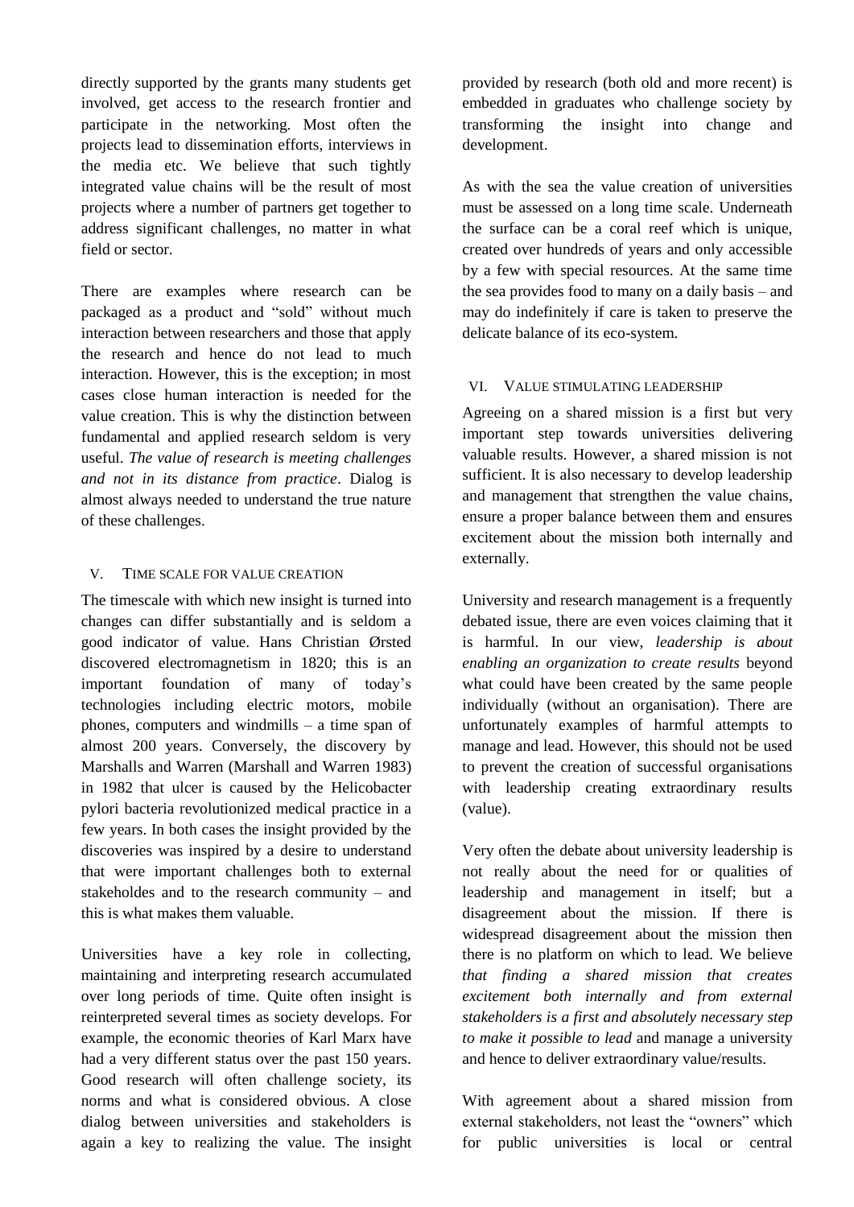directly supported by the grants many students get involved, get access to the research frontier and participate in the networking. Most often the projects lead to dissemination efforts, interviews in the media etc. We believe that such tightly integrated value chains will be the result of most projects where a number of partners get together to address significant challenges, no matter in what field or sector.

There are examples where research can be packaged as a product and "sold" without much interaction between researchers and those that apply the research and hence do not lead to much interaction. However, this is the exception; in most cases close human interaction is needed for the value creation. This is why the distinction between fundamental and applied research seldom is very useful. *The value of research is meeting challenges and not in its distance from practice*. Dialog is almost always needed to understand the true nature of these challenges.

## V. Time scale for value creation

The timescale with which new insight is turned into changes can differ substantially and is seldom a good indicator of value. Hans Christian Ørsted discovered electromagnetism in 1820; this is an important foundation of many of today's technologies including electric motors, mobile phones, computers and windmills – a time span of almost 200 years. Conversely, the discovery by Marshalls and Warren (Marshall and Warren 1983) in 1982 that ulcer is caused by the Helicobacter pylori bacteria revolutionized medical practice in a few years. In both cases the insight provided by the discoveries was inspired by a desire to understand that were important challenges both to external stakeholdes and to the research community – and this is what makes them valuable.

Universities have a key role in collecting, maintaining and interpreting research accumulated over long periods of time. Quite often insight is reinterpreted several times as society develops. For example, the economic theories of Karl Marx have had a very different status over the past 150 years. Good research will often challenge society, its norms and what is considered obvious. A close dialog between universities and stakeholders is again a key to realizing the value. The insight provided by research (both old and more recent) is embedded in graduates who challenge society by transforming the insight into change and development.

As with the sea the value creation of universities must be assessed on a long time scale. Underneath the surface can be a coral reef which is unique, created over hundreds of years and only accessible by a few with special resources. At the same time the sea provides food to many on a daily basis – and may do indefinitely if care is taken to preserve the delicate balance of its eco-system.

## VI. Value stimulating leadership

Agreeing on a shared mission is a first but very important step towards universities delivering valuable results. However, a shared mission is not sufficient. It is also necessary to develop leadership and management that strengthen the value chains, ensure a proper balance between them and ensures excitement about the mission both internally and externally.

University and research management is a frequently debated issue, there are even voices claiming that it is harmful. In our view, *leadership is about enabling an organization to create results* beyond what could have been created by the same people individually (without an organisation). There are unfortunately examples of harmful attempts to manage and lead. However, this should not be used to prevent the creation of successful organisations with leadership creating extraordinary results (value).

Very often the debate about university leadership is not really about the need for or qualities of leadership and management in itself; but a disagreement about the mission. If there is widespread disagreement about the mission then there is no platform on which to lead. We believe *that finding a shared mission that creates excitement both internally and from external stakeholders is a first and absolutely necessary step to make it possible to lead* and manage a university and hence to deliver extraordinary value/results.

With agreement about a shared mission from external stakeholders, not least the "owners" which for public universities is local or central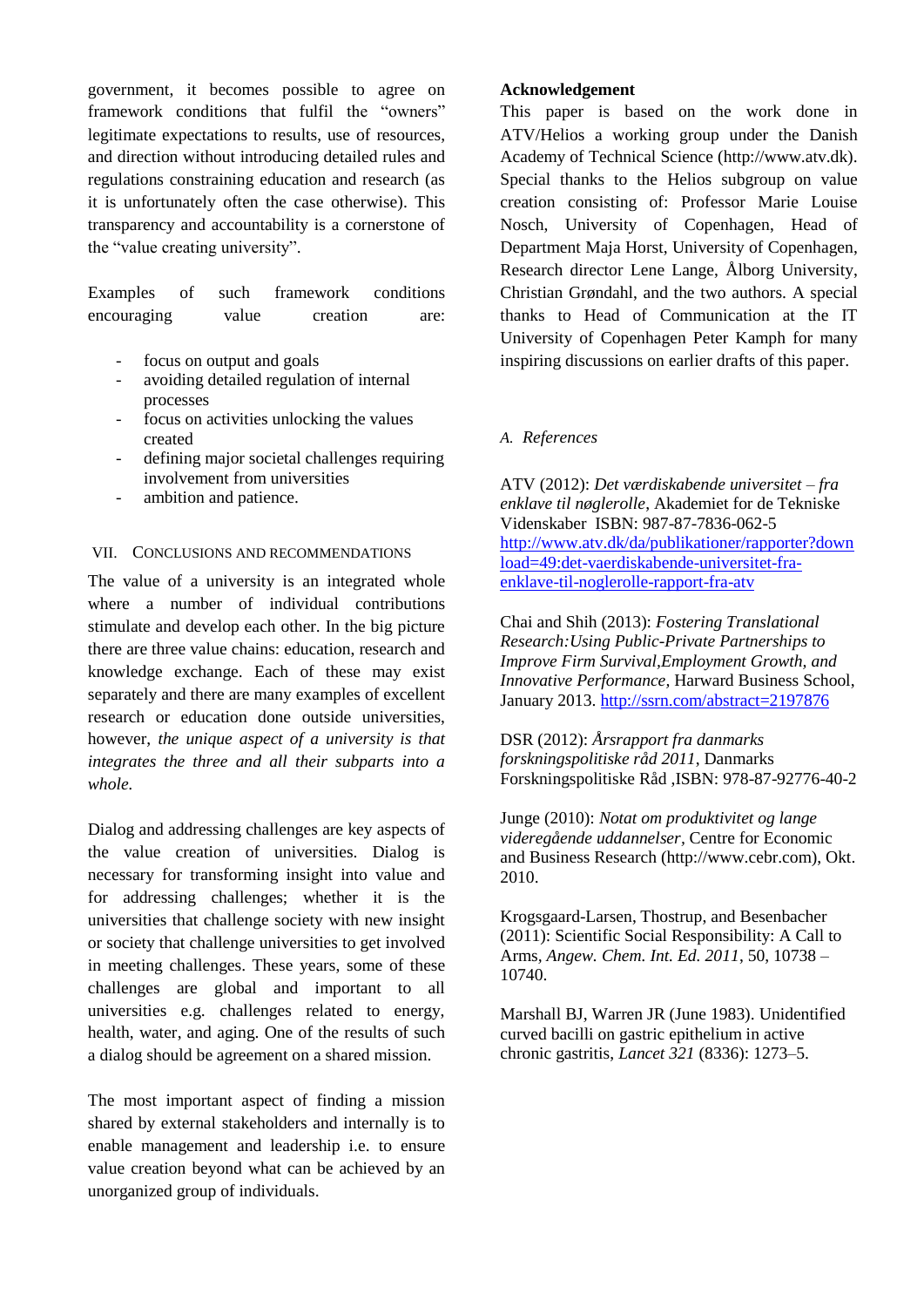government, it becomes possible to agree on framework conditions that fulfil the "owners" legitimate expectations to results, use of resources, and direction without introducing detailed rules and regulations constraining education and research (as it is unfortunately often the case otherwise). This transparency and accountability is a cornerstone of the "value creating university".

Examples of such framework conditions encouraging value creation are:

- focus on output and goals
- avoiding detailed regulation of internal processes
- focus on activities unlocking the values created
- defining major societal challenges requiring involvement from universities
- ambition and patience.

## VII. Conclusions and Recommendations

The value of a university is an integrated whole where a number of individual contributions stimulate and develop each other. In the big picture there are three value chains: education, research and knowledge exchange. Each of these may exist separately and there are many examples of excellent research or education done outside universities, however, *the unique aspect of a university is that integrates the three and all their subparts into a whole.*

Dialog and addressing challenges are key aspects of the value creation of universities. Dialog is necessary for transforming insight into value and for addressing challenges; whether it is the universities that challenge society with new insight or society that challenge universities to get involved in meeting challenges. These years, some of these challenges are global and important to all universities e.g. challenges related to energy, health, water, and aging. One of the results of such a dialog should be agreement on a shared mission.

The most important aspect of finding a mission shared by external stakeholders and internally is to enable management and leadership i.e. to ensure value creation beyond what can be achieved by an unorganized group of individuals.

## Acknowledgement

This paper is based on the work done in ATV/Helios a working group under the Danish Academy of Technical Science (http://www.atv.dk). Special thanks to the Helios subgroup on value creation consisting of: Professor Marie Louise Nosch, University of Copenhagen, Head of Department Maja Horst, University of Copenhagen, Research director Lene Lange, Ålborg University, Christian Grøndahl, and the two authors. A special thanks to Head of Communication at the IT University of Copenhagen Peter Kamph for many inspiring discussions on earlier drafts of this paper.

### *A. References*

ATV (2012): *Det værdiskabende universitet – fra enklave til nøglerolle*, Akademiet for de Tekniske Videnskaber ISBN: 987-87-7836-062-5 http://www.atv.dk/da/publikationer/rapporter?download=49:det-vaerdiskabende-universitet-fra-enklave-til-noglerolle-rapport-fra-atv

Chai and Shih (2013): *Fostering Translational Research:Using Public-Private Partnerships to Improve Firm Survival,Employment Growth, and Innovative Performance*, Harward Business School, January 2013. http://ssrn.com/abstract=2197876

DSR (2012): *Årsrapport fra danmarks forskningspolitiske råd 2011*, Danmarks Forskningspolitiske Råd ,ISBN: 978-87-92776-40-2

Junge (2010): *Notat om produktivitet og lange videregående uddannelser*, Centre for Economic and Business Research (http://www.cebr.com), Okt. 2010.

Krogsgaard-Larsen, Thostrup, and Besenbacher (2011): Scientific Social Responsibility: A Call to Arms, *Angew. Chem. Int. Ed. 2011*, 50, 10738 – 10740.

Marshall BJ, Warren JR (June 1983). Unidentified curved bacilli on gastric epithelium in active chronic gastritis, *Lancet 321* (8336): 1273–5.